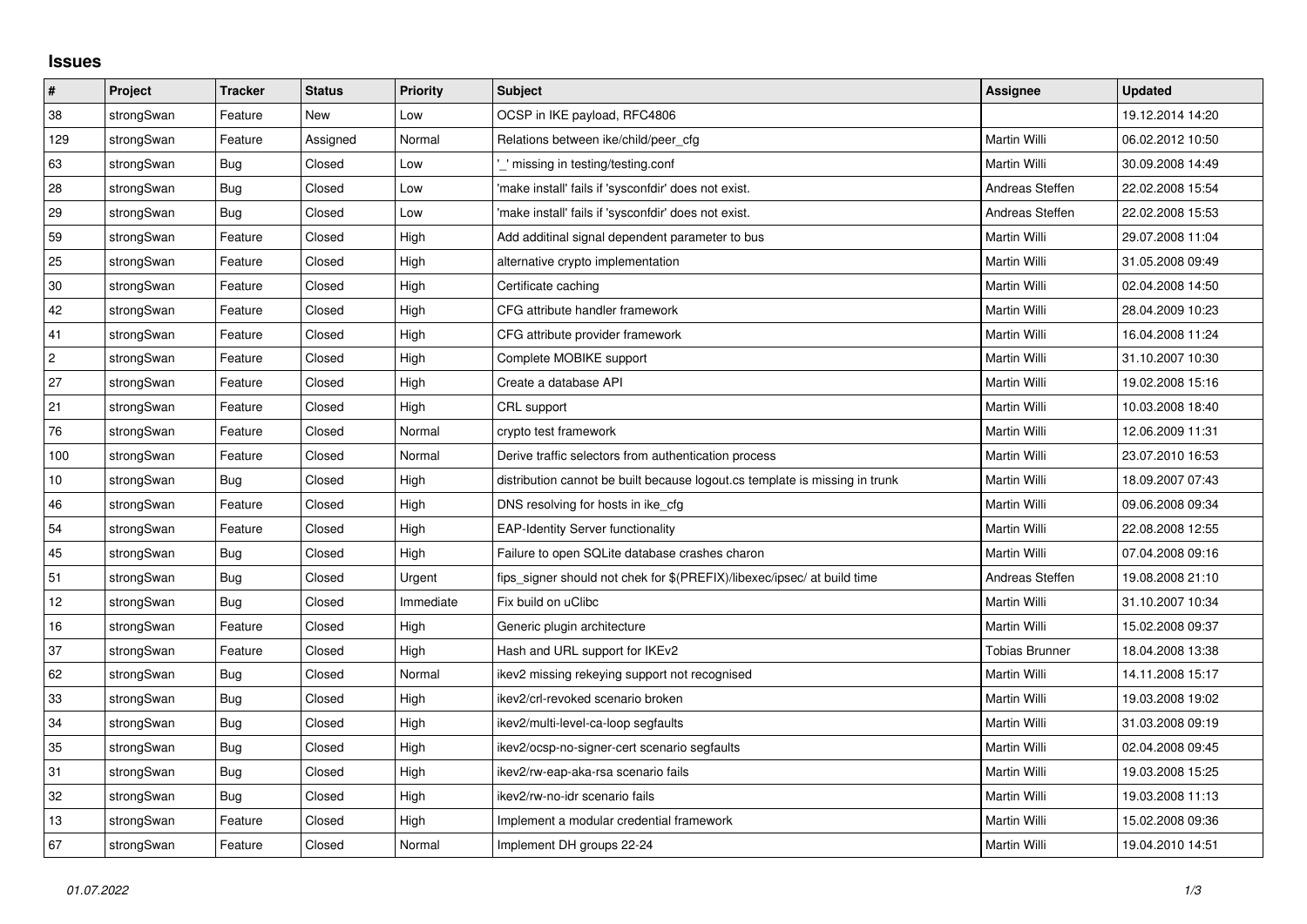## Issues

| # | Project | Tracker | Status | Priority | Subject | Assignee | Updated |
|---|---|---|---|---|---|---|---|
| 38 | strongSwan | Feature | New | Low | OCSP in IKE payload, RFC4806 | | 19.12.2014 14:20 |
| 129 | strongSwan | Feature | Assigned | Normal | Relations between ike/child/peer_cfg | Martin Willi | 06.02.2012 10:50 |
| 63 | strongSwan | Bug | Closed | Low | '_' missing in testing/testing.conf | Martin Willi | 30.09.2008 14:49 |
| 28 | strongSwan | Bug | Closed | Low | 'make install' fails if 'sysconfdir' does not exist. | Andreas Steffen | 22.02.2008 15:54 |
| 29 | strongSwan | Bug | Closed | Low | 'make install' fails if 'sysconfdir' does not exist. | Andreas Steffen | 22.02.2008 15:53 |
| 59 | strongSwan | Feature | Closed | High | Add additinal signal dependent parameter to bus | Martin Willi | 29.07.2008 11:04 |
| 25 | strongSwan | Feature | Closed | High | alternative crypto implementation | Martin Willi | 31.05.2008 09:49 |
| 30 | strongSwan | Feature | Closed | High | Certificate caching | Martin Willi | 02.04.2008 14:50 |
| 42 | strongSwan | Feature | Closed | High | CFG attribute handler framework | Martin Willi | 28.04.2009 10:23 |
| 41 | strongSwan | Feature | Closed | High | CFG attribute provider framework | Martin Willi | 16.04.2008 11:24 |
| 2 | strongSwan | Feature | Closed | High | Complete MOBIKE support | Martin Willi | 31.10.2007 10:30 |
| 27 | strongSwan | Feature | Closed | High | Create a database API | Martin Willi | 19.02.2008 15:16 |
| 21 | strongSwan | Feature | Closed | High | CRL support | Martin Willi | 10.03.2008 18:40 |
| 76 | strongSwan | Feature | Closed | Normal | crypto test framework | Martin Willi | 12.06.2009 11:31 |
| 100 | strongSwan | Feature | Closed | Normal | Derive traffic selectors from authentication process | Martin Willi | 23.07.2010 16:53 |
| 10 | strongSwan | Bug | Closed | High | distribution cannot be built because logout.cs template is missing in trunk | Martin Willi | 18.09.2007 07:43 |
| 46 | strongSwan | Feature | Closed | High | DNS resolving for hosts in ike_cfg | Martin Willi | 09.06.2008 09:34 |
| 54 | strongSwan | Feature | Closed | High | EAP-Identity Server functionality | Martin Willi | 22.08.2008 12:55 |
| 45 | strongSwan | Bug | Closed | High | Failure to open SQLite database crashes charon | Martin Willi | 07.04.2008 09:16 |
| 51 | strongSwan | Bug | Closed | Urgent | fips_signer should not chek for $(PREFIX)/libexec/ipsec/ at build time | Andreas Steffen | 19.08.2008 21:10 |
| 12 | strongSwan | Bug | Closed | Immediate | Fix build on uClibc | Martin Willi | 31.10.2007 10:34 |
| 16 | strongSwan | Feature | Closed | High | Generic plugin architecture | Martin Willi | 15.02.2008 09:37 |
| 37 | strongSwan | Feature | Closed | High | Hash and URL support for IKEv2 | Tobias Brunner | 18.04.2008 13:38 |
| 62 | strongSwan | Bug | Closed | Normal | ikev2 missing rekeying support not recognised | Martin Willi | 14.11.2008 15:17 |
| 33 | strongSwan | Bug | Closed | High | ikev2/crl-revoked scenario broken | Martin Willi | 19.03.2008 19:02 |
| 34 | strongSwan | Bug | Closed | High | ikev2/multi-level-ca-loop segfaults | Martin Willi | 31.03.2008 09:19 |
| 35 | strongSwan | Bug | Closed | High | ikev2/ocsp-no-signer-cert scenario segfaults | Martin Willi | 02.04.2008 09:45 |
| 31 | strongSwan | Bug | Closed | High | ikev2/rw-eap-aka-rsa scenario fails | Martin Willi | 19.03.2008 15:25 |
| 32 | strongSwan | Bug | Closed | High | ikev2/rw-no-idr scenario fails | Martin Willi | 19.03.2008 11:13 |
| 13 | strongSwan | Feature | Closed | High | Implement a modular credential framework | Martin Willi | 15.02.2008 09:36 |
| 67 | strongSwan | Feature | Closed | Normal | Implement DH groups 22-24 | Martin Willi | 19.04.2010 14:51 |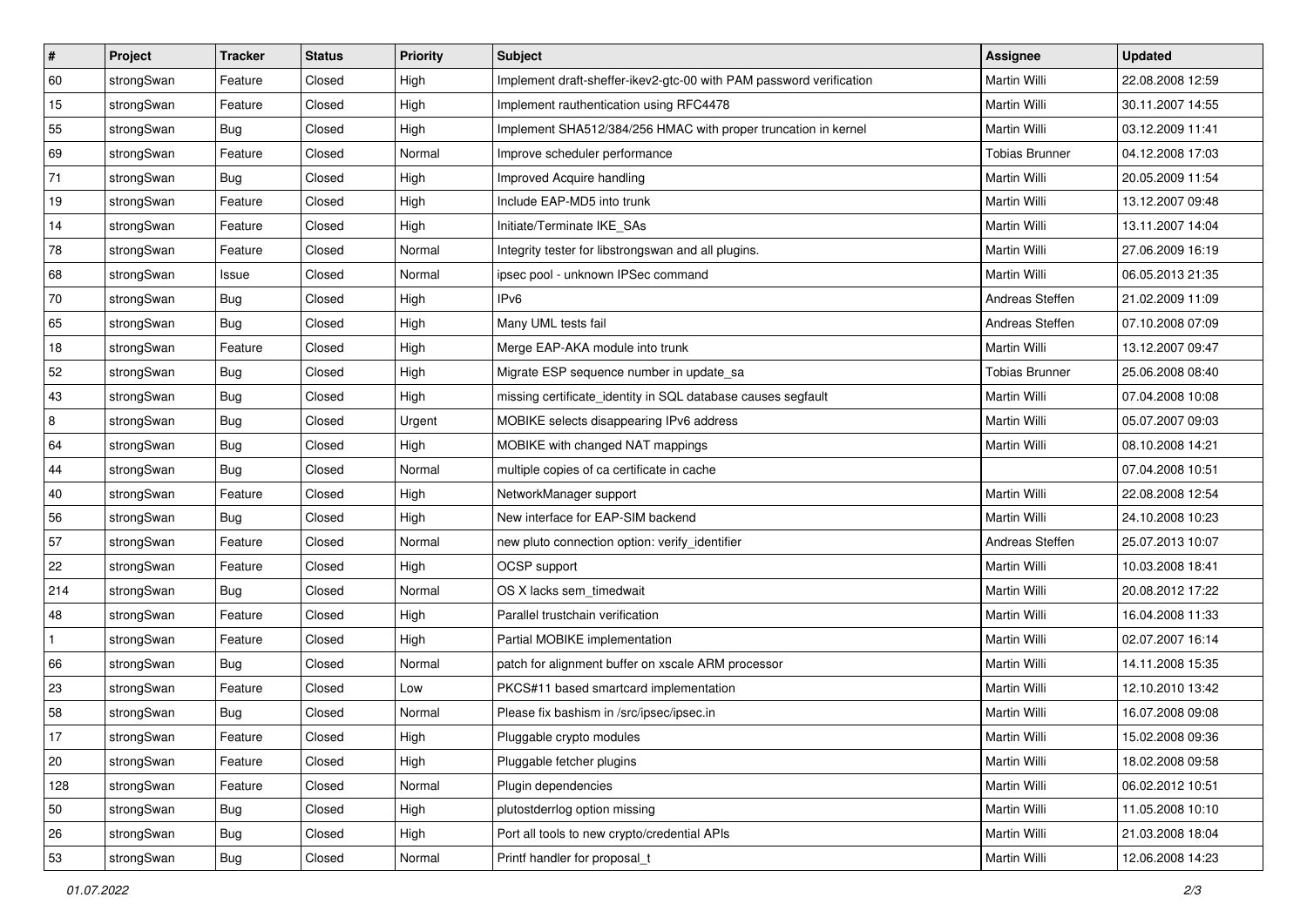| # | Project | Tracker | Status | Priority | Subject | Assignee | Updated |
|---|---|---|---|---|---|---|---|
| 60 | strongSwan | Feature | Closed | High | Implement draft-sheffer-ikev2-gtc-00 with PAM password verification | Martin Willi | 22.08.2008 12:59 |
| 15 | strongSwan | Feature | Closed | High | Implement rauthentication using RFC4478 | Martin Willi | 30.11.2007 14:55 |
| 55 | strongSwan | Bug | Closed | High | Implement SHA512/384/256 HMAC with proper truncation in kernel | Martin Willi | 03.12.2009 11:41 |
| 69 | strongSwan | Feature | Closed | Normal | Improve scheduler performance | Tobias Brunner | 04.12.2008 17:03 |
| 71 | strongSwan | Bug | Closed | High | Improved Acquire handling | Martin Willi | 20.05.2009 11:54 |
| 19 | strongSwan | Feature | Closed | High | Include EAP-MD5 into trunk | Martin Willi | 13.12.2007 09:48 |
| 14 | strongSwan | Feature | Closed | High | Initiate/Terminate IKE_SAs | Martin Willi | 13.11.2007 14:04 |
| 78 | strongSwan | Feature | Closed | Normal | Integrity tester for libstrongswan and all plugins. | Martin Willi | 27.06.2009 16:19 |
| 68 | strongSwan | Issue | Closed | Normal | ipsec pool - unknown IPSec command | Martin Willi | 06.05.2013 21:35 |
| 70 | strongSwan | Bug | Closed | High | IPv6 | Andreas Steffen | 21.02.2009 11:09 |
| 65 | strongSwan | Bug | Closed | High | Many UML tests fail | Andreas Steffen | 07.10.2008 07:09 |
| 18 | strongSwan | Feature | Closed | High | Merge EAP-AKA module into trunk | Martin Willi | 13.12.2007 09:47 |
| 52 | strongSwan | Bug | Closed | High | Migrate ESP sequence number in update_sa | Tobias Brunner | 25.06.2008 08:40 |
| 43 | strongSwan | Bug | Closed | High | missing certificate_identity in SQL database causes segfault | Martin Willi | 07.04.2008 10:08 |
| 8 | strongSwan | Bug | Closed | Urgent | MOBIKE selects disappearing IPv6 address | Martin Willi | 05.07.2007 09:03 |
| 64 | strongSwan | Bug | Closed | High | MOBIKE with changed NAT mappings | Martin Willi | 08.10.2008 14:21 |
| 44 | strongSwan | Bug | Closed | Normal | multiple copies of ca certificate in cache | | 07.04.2008 10:51 |
| 40 | strongSwan | Feature | Closed | High | NetworkManager support | Martin Willi | 22.08.2008 12:54 |
| 56 | strongSwan | Bug | Closed | High | New interface for EAP-SIM backend | Martin Willi | 24.10.2008 10:23 |
| 57 | strongSwan | Feature | Closed | Normal | new pluto connection option: verify_identifier | Andreas Steffen | 25.07.2013 10:07 |
| 22 | strongSwan | Feature | Closed | High | OCSP support | Martin Willi | 10.03.2008 18:41 |
| 214 | strongSwan | Bug | Closed | Normal | OS X lacks sem_timedwait | Martin Willi | 20.08.2012 17:22 |
| 48 | strongSwan | Feature | Closed | High | Parallel trustchain verification | Martin Willi | 16.04.2008 11:33 |
| 1 | strongSwan | Feature | Closed | High | Partial MOBIKE implementation | Martin Willi | 02.07.2007 16:14 |
| 66 | strongSwan | Bug | Closed | Normal | patch for alignment buffer on xscale ARM processor | Martin Willi | 14.11.2008 15:35 |
| 23 | strongSwan | Feature | Closed | Low | PKCS#11 based smartcard implementation | Martin Willi | 12.10.2010 13:42 |
| 58 | strongSwan | Bug | Closed | Normal | Please fix bashism in /src/ipsec/ipsec.in | Martin Willi | 16.07.2008 09:08 |
| 17 | strongSwan | Feature | Closed | High | Pluggable crypto modules | Martin Willi | 15.02.2008 09:36 |
| 20 | strongSwan | Feature | Closed | High | Pluggable fetcher plugins | Martin Willi | 18.02.2008 09:58 |
| 128 | strongSwan | Feature | Closed | Normal | Plugin dependencies | Martin Willi | 06.02.2012 10:51 |
| 50 | strongSwan | Bug | Closed | High | plutostderrlog option missing | Martin Willi | 11.05.2008 10:10 |
| 26 | strongSwan | Bug | Closed | High | Port all tools to new crypto/credential APIs | Martin Willi | 21.03.2008 18:04 |
| 53 | strongSwan | Bug | Closed | Normal | Printf handler for proposal_t | Martin Willi | 12.06.2008 14:23 |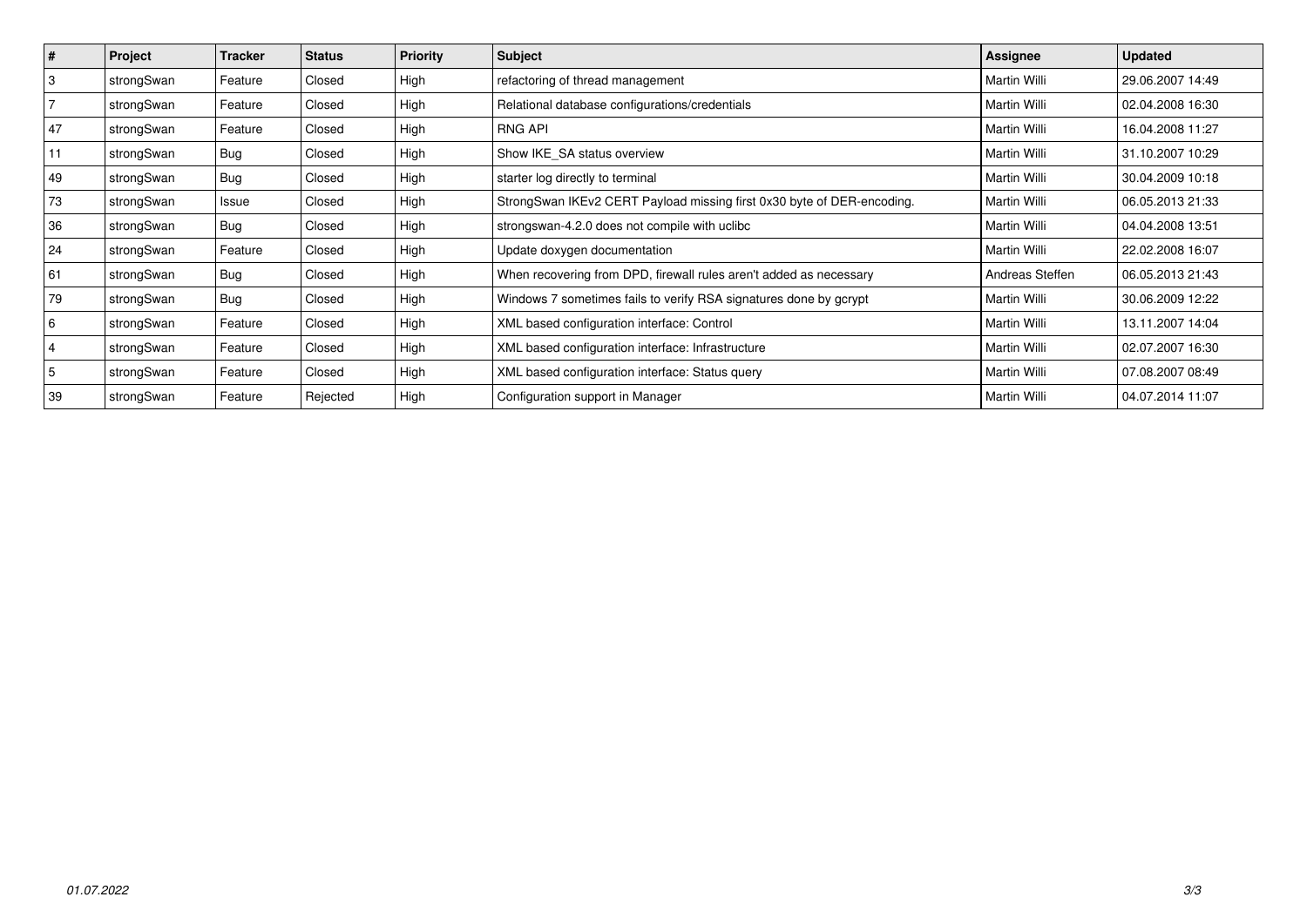| # | Project | Tracker | Status | Priority | Subject | Assignee | Updated |
|---|---|---|---|---|---|---|---|
| 3 | strongSwan | Feature | Closed | High | refactoring of thread management | Martin Willi | 29.06.2007 14:49 |
| 7 | strongSwan | Feature | Closed | High | Relational database configurations/credentials | Martin Willi | 02.04.2008 16:30 |
| 47 | strongSwan | Feature | Closed | High | RNG API | Martin Willi | 16.04.2008 11:27 |
| 11 | strongSwan | Bug | Closed | High | Show IKE_SA status overview | Martin Willi | 31.10.2007 10:29 |
| 49 | strongSwan | Bug | Closed | High | starter log directly to terminal | Martin Willi | 30.04.2009 10:18 |
| 73 | strongSwan | Issue | Closed | High | StrongSwan IKEv2 CERT Payload missing first 0x30 byte of DER-encoding. | Martin Willi | 06.05.2013 21:33 |
| 36 | strongSwan | Bug | Closed | High | strongswan-4.2.0 does not compile with uclibc | Martin Willi | 04.04.2008 13:51 |
| 24 | strongSwan | Feature | Closed | High | Update doxygen documentation | Martin Willi | 22.02.2008 16:07 |
| 61 | strongSwan | Bug | Closed | High | When recovering from DPD, firewall rules aren't added as necessary | Andreas Steffen | 06.05.2013 21:43 |
| 79 | strongSwan | Bug | Closed | High | Windows 7 sometimes fails to verify RSA signatures done by gcrypt | Martin Willi | 30.06.2009 12:22 |
| 6 | strongSwan | Feature | Closed | High | XML based configuration interface: Control | Martin Willi | 13.11.2007 14:04 |
| 4 | strongSwan | Feature | Closed | High | XML based configuration interface: Infrastructure | Martin Willi | 02.07.2007 16:30 |
| 5 | strongSwan | Feature | Closed | High | XML based configuration interface: Status query | Martin Willi | 07.08.2007 08:49 |
| 39 | strongSwan | Feature | Rejected | High | Configuration support in Manager | Martin Willi | 04.07.2014 11:07 |